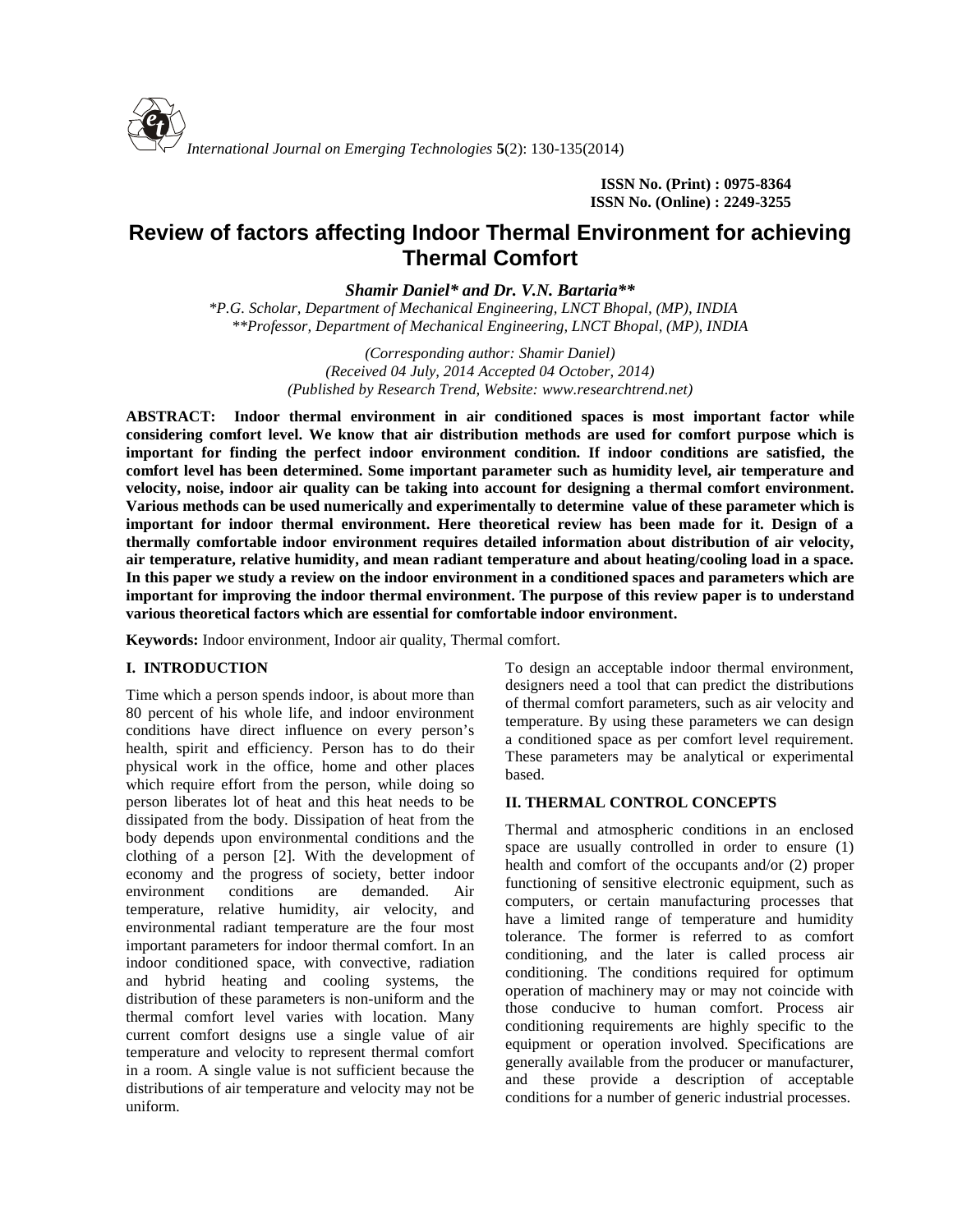**ISSN No. (Print) : 0975-8364**
**ISSN No. (Online) : 2249-3255**

# Review of factors affecting Indoor Thermal Environment for achieving Thermal Comfort

***Shamir Daniel\* and Dr. V.N. Bartaria\*\****

*\*P.G. Scholar, Department of Mechanical Engineering, LNCT Bhopal, (MP), INDIA*
*\*\*Professor, Department of Mechanical Engineering, LNCT Bhopal, (MP), INDIA*

*(Corresponding author: Shamir Daniel)*
*(Received 04 July, 2014 Accepted 04 October, 2014)*
*(Published by Research Trend, Website: www.researchtrend.net)*

**ABSTRACT: Indoor thermal environment in air conditioned spaces is most important factor while considering comfort level. We know that air distribution methods are used for comfort purpose which is important for finding the perfect indoor environment condition. If indoor conditions are satisfied, the comfort level has been determined. Some important parameter such as humidity level, air temperature and velocity, noise, indoor air quality can be taking into account for designing a thermal comfort environment. Various methods can be used numerically and experimentally to determine value of these parameter which is important for indoor thermal environment. Here theoretical review has been made for it. Design of a thermally comfortable indoor environment requires detailed information about distribution of air velocity, air temperature, relative humidity, and mean radiant temperature and about heating/cooling load in a space. In this paper we study a review on the indoor environment in a conditioned spaces and parameters which are important for improving the indoor thermal environment. The purpose of this review paper is to understand various theoretical factors which are essential for comfortable indoor environment.**

**Keywords:** Indoor environment, Indoor air quality, Thermal comfort.

## I. INTRODUCTION

Time which a person spends indoor, is about more than 80 percent of his whole life, and indoor environment conditions have direct influence on every person's health, spirit and efficiency. Person has to do their physical work in the office, home and other places which require effort from the person, while doing so person liberates lot of heat and this heat needs to be dissipated from the body. Dissipation of heat from the body depends upon environmental conditions and the clothing of a person [2]. With the development of economy and the progress of society, better indoor environment conditions are demanded. Air temperature, relative humidity, air velocity, and environmental radiant temperature are the four most important parameters for indoor thermal comfort. In an indoor conditioned space, with convective, radiation and hybrid heating and cooling systems, the distribution of these parameters is non-uniform and the thermal comfort level varies with location. Many current comfort designs use a single value of air temperature and velocity to represent thermal comfort in a room. A single value is not sufficient because the distributions of air temperature and velocity may not be uniform.

To design an acceptable indoor thermal environment, designers need a tool that can predict the distributions of thermal comfort parameters, such as air velocity and temperature. By using these parameters we can design a conditioned space as per comfort level requirement. These parameters may be analytical or experimental based.

## II. THERMAL CONTROL CONCEPTS

Thermal and atmospheric conditions in an enclosed space are usually controlled in order to ensure (1) health and comfort of the occupants and/or (2) proper functioning of sensitive electronic equipment, such as computers, or certain manufacturing processes that have a limited range of temperature and humidity tolerance. The former is referred to as comfort conditioning, and the later is called process air conditioning. The conditions required for optimum operation of machinery may or may not coincide with those conducive to human comfort. Process air conditioning requirements are highly specific to the equipment or operation involved. Specifications are generally available from the producer or manufacturer, and these provide a description of acceptable conditions for a number of generic industrial processes.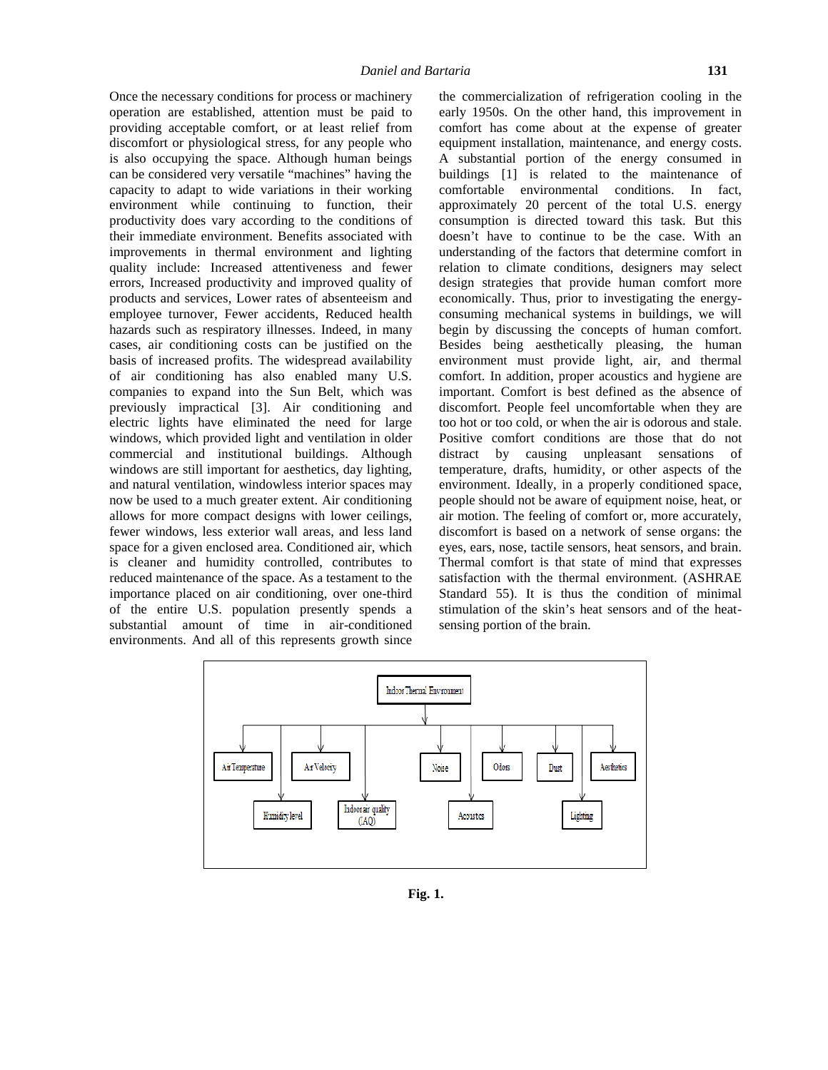Once the necessary conditions for process or machinery operation are established, attention must be paid to providing acceptable comfort, or at least relief from discomfort or physiological stress, for any people who is also occupying the space. Although human beings can be considered very versatile "machines" having the capacity to adapt to wide variations in their working environment while continuing to function, their productivity does vary according to the conditions of their immediate environment. Benefits associated with improvements in thermal environment and lighting quality include: Increased attentiveness and fewer errors, Increased productivity and improved quality of products and services, Lower rates of absenteeism and employee turnover, Fewer accidents, Reduced health hazards such as respiratory illnesses. Indeed, in many cases, air conditioning costs can be justified on the basis of increased profits. The widespread availability of air conditioning has also enabled many U.S. companies to expand into the Sun Belt, which was previously impractical [3]. Air conditioning and electric lights have eliminated the need for large windows, which provided light and ventilation in older commercial and institutional buildings. Although windows are still important for aesthetics, day lighting, and natural ventilation, windowless interior spaces may now be used to a much greater extent. Air conditioning allows for more compact designs with lower ceilings, fewer windows, less exterior wall areas, and less land space for a given enclosed area. Conditioned air, which is cleaner and humidity controlled, contributes to reduced maintenance of the space. As a testament to the importance placed on air conditioning, over one-third of the entire U.S. population presently spends a substantial amount of time in air-conditioned environments. And all of this represents growth since the commercialization of refrigeration cooling in the early 1950s. On the other hand, this improvement in comfort has come about at the expense of greater equipment installation, maintenance, and energy costs. A substantial portion of the energy consumed in buildings [1] is related to the maintenance of comfortable environmental conditions. In fact, approximately 20 percent of the total U.S. energy consumption is directed toward this task. But this doesn't have to continue to be the case. With an understanding of the factors that determine comfort in relation to climate conditions, designers may select design strategies that provide human comfort more economically. Thus, prior to investigating the energy-consuming mechanical systems in buildings, we will begin by discussing the concepts of human comfort. Besides being aesthetically pleasing, the human environment must provide light, air, and thermal comfort. In addition, proper acoustics and hygiene are important. Comfort is best defined as the absence of discomfort. People feel uncomfortable when they are too hot or too cold, or when the air is odorous and stale. Positive comfort conditions are those that do not distract by causing unpleasant sensations of temperature, drafts, humidity, or other aspects of the environment. Ideally, in a properly conditioned space, people should not be aware of equipment noise, heat, or air motion. The feeling of comfort or, more accurately, discomfort is based on a network of sense organs: the eyes, ears, nose, tactile sensors, heat sensors, and brain. Thermal comfort is that state of mind that expresses satisfaction with the thermal environment. (ASHRAE Standard 55). It is thus the condition of minimal stimulation of the skin's heat sensors and of the heat-sensing portion of the brain.

**Fig. 1.**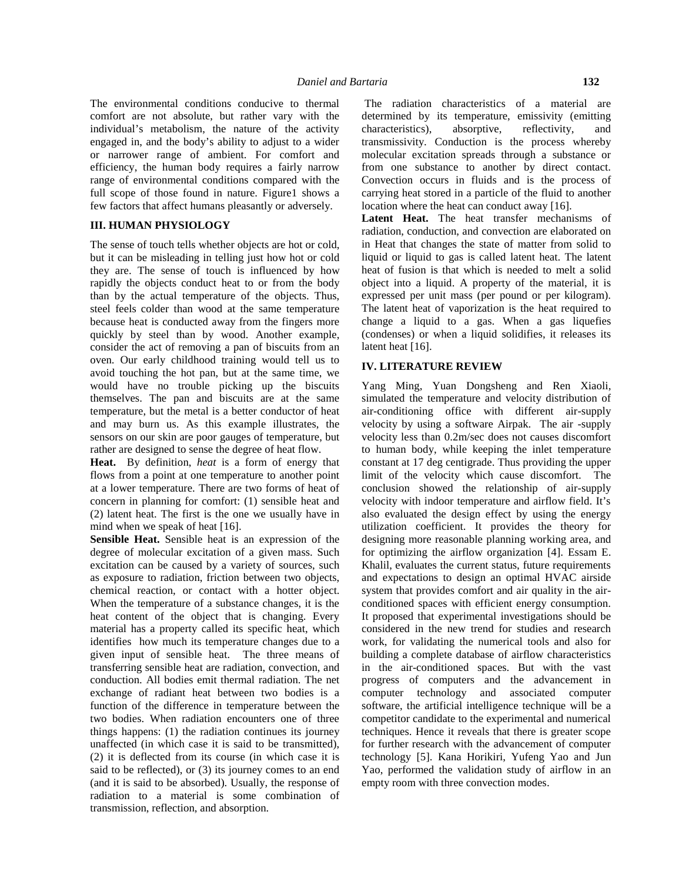The environmental conditions conducive to thermal comfort are not absolute, but rather vary with the individual's metabolism, the nature of the activity engaged in, and the body's ability to adjust to a wider or narrower range of ambient. For comfort and efficiency, the human body requires a fairly narrow range of environmental conditions compared with the full scope of those found in nature. Figure1 shows a few factors that affect humans pleasantly or adversely.

## III. HUMAN PHYSIOLOGY

The sense of touch tells whether objects are hot or cold, but it can be misleading in telling just how hot or cold they are. The sense of touch is influenced by how rapidly the objects conduct heat to or from the body than by the actual temperature of the objects. Thus, steel feels colder than wood at the same temperature because heat is conducted away from the fingers more quickly by steel than by wood. Another example, consider the act of removing a pan of biscuits from an oven. Our early childhood training would tell us to avoid touching the hot pan, but at the same time, we would have no trouble picking up the biscuits themselves. The pan and biscuits are at the same temperature, but the metal is a better conductor of heat and may burn us. As this example illustrates, the sensors on our skin are poor gauges of temperature, but rather are designed to sense the degree of heat flow.

**Heat.** By definition, *heat* is a form of energy that flows from a point at one temperature to another point at a lower temperature. There are two forms of heat of concern in planning for comfort: (1) sensible heat and (2) latent heat. The first is the one we usually have in mind when we speak of heat [16].

**Sensible Heat.** Sensible heat is an expression of the degree of molecular excitation of a given mass. Such excitation can be caused by a variety of sources, such as exposure to radiation, friction between two objects, chemical reaction, or contact with a hotter object. When the temperature of a substance changes, it is the heat content of the object that is changing. Every material has a property called its specific heat, which identifies how much its temperature changes due to a given input of sensible heat. The three means of transferring sensible heat are radiation, convection, and conduction. All bodies emit thermal radiation. The net exchange of radiant heat between two bodies is a function of the difference in temperature between the two bodies. When radiation encounters one of three things happens: (1) the radiation continues its journey unaffected (in which case it is said to be transmitted), (2) it is deflected from its course (in which case it is said to be reflected), or (3) its journey comes to an end (and it is said to be absorbed). Usually, the response of radiation to a material is some combination of transmission, reflection, and absorption.

The radiation characteristics of a material are determined by its temperature, emissivity (emitting characteristics), absorptive, reflectivity, and transmissivity. Conduction is the process whereby molecular excitation spreads through a substance or from one substance to another by direct contact. Convection occurs in fluids and is the process of carrying heat stored in a particle of the fluid to another location where the heat can conduct away [16].

**Latent Heat.** The heat transfer mechanisms of radiation, conduction, and convection are elaborated on in Heat that changes the state of matter from solid to liquid or liquid to gas is called latent heat. The latent heat of fusion is that which is needed to melt a solid object into a liquid. A property of the material, it is expressed per unit mass (per pound or per kilogram). The latent heat of vaporization is the heat required to change a liquid to a gas. When a gas liquefies (condenses) or when a liquid solidifies, it releases its latent heat [16].

## IV. LITERATURE REVIEW

Yang Ming, Yuan Dongsheng and Ren Xiaoli, simulated the temperature and velocity distribution of air-conditioning office with different air-supply velocity by using a software Airpak. The air -supply velocity less than 0.2m/sec does not causes discomfort to human body, while keeping the inlet temperature constant at 17 deg centigrade. Thus providing the upper limit of the velocity which cause discomfort. The conclusion showed the relationship of air-supply velocity with indoor temperature and airflow field. It's also evaluated the design effect by using the energy utilization coefficient. It provides the theory for designing more reasonable planning working area, and for optimizing the airflow organization [4]. Essam E. Khalil, evaluates the current status, future requirements and expectations to design an optimal HVAC airside system that provides comfort and air quality in the air-conditioned spaces with efficient energy consumption. It proposed that experimental investigations should be considered in the new trend for studies and research work, for validating the numerical tools and also for building a complete database of airflow characteristics in the air-conditioned spaces. But with the vast progress of computers and the advancement in computer technology and associated computer software, the artificial intelligence technique will be a competitor candidate to the experimental and numerical techniques. Hence it reveals that there is greater scope for further research with the advancement of computer technology [5]. Kana Horikiri, Yufeng Yao and Jun Yao, performed the validation study of airflow in an empty room with three convection modes.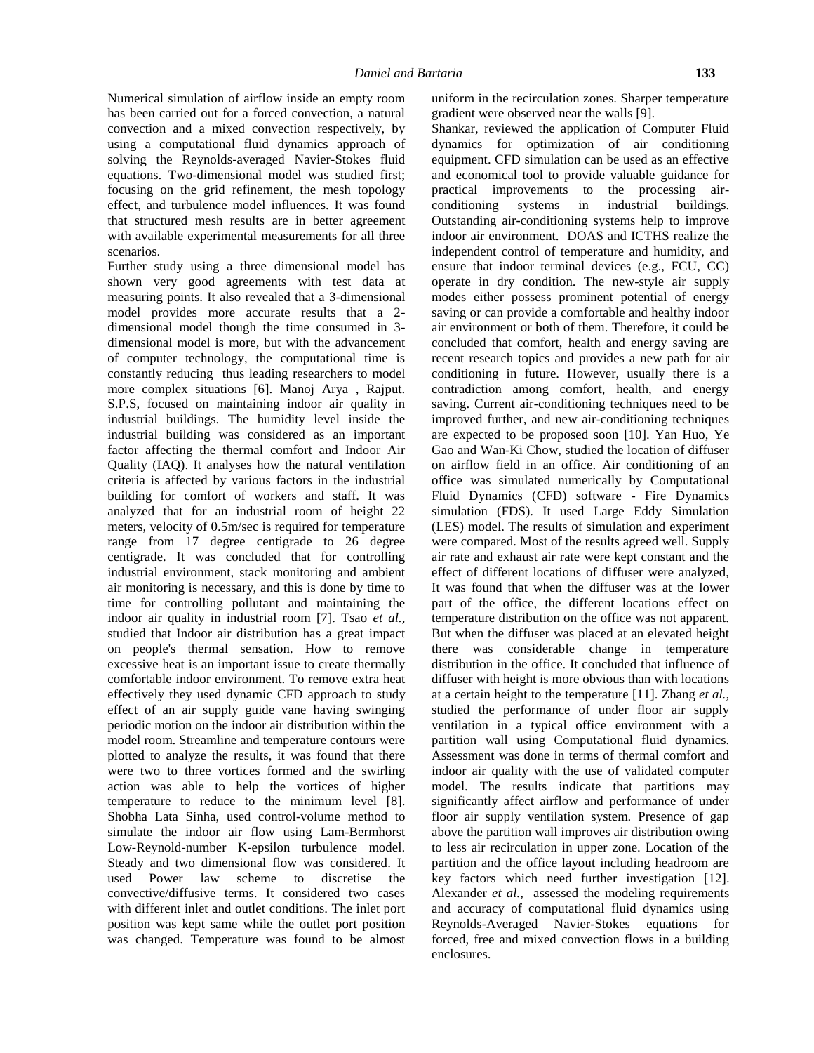Numerical simulation of airflow inside an empty room has been carried out for a forced convection, a natural convection and a mixed convection respectively, by using a computational fluid dynamics approach of solving the Reynolds-averaged Navier-Stokes fluid equations. Two-dimensional model was studied first; focusing on the grid refinement, the mesh topology effect, and turbulence model influences. It was found that structured mesh results are in better agreement with available experimental measurements for all three scenarios.

Further study using a three dimensional model has shown very good agreements with test data at measuring points. It also revealed that a 3-dimensional model provides more accurate results that a 2-dimensional model though the time consumed in 3-dimensional model is more, but with the advancement of computer technology, the computational time is constantly reducing thus leading researchers to model more complex situations [6]. Manoj Arya , Rajput. S.P.S, focused on maintaining indoor air quality in industrial buildings. The humidity level inside the industrial building was considered as an important factor affecting the thermal comfort and Indoor Air Quality (IAQ). It analyses how the natural ventilation criteria is affected by various factors in the industrial building for comfort of workers and staff. It was analyzed that for an industrial room of height 22 meters, velocity of 0.5m/sec is required for temperature range from 17 degree centigrade to 26 degree centigrade. It was concluded that for controlling industrial environment, stack monitoring and ambient air monitoring is necessary, and this is done by time to time for controlling pollutant and maintaining the indoor air quality in industrial room [7]. Tsao *et al.,* studied that Indoor air distribution has a great impact on people's thermal sensation. How to remove excessive heat is an important issue to create thermally comfortable indoor environment. To remove extra heat effectively they used dynamic CFD approach to study effect of an air supply guide vane having swinging periodic motion on the indoor air distribution within the model room. Streamline and temperature contours were plotted to analyze the results, it was found that there were two to three vortices formed and the swirling action was able to help the vortices of higher temperature to reduce to the minimum level [8]. Shobha Lata Sinha, used control-volume method to simulate the indoor air flow using Lam-Bermhorst Low-Reynold-number K-epsilon turbulence model. Steady and two dimensional flow was considered. It used Power law scheme to discretise the convective/diffusive terms. It considered two cases with different inlet and outlet conditions. The inlet port position was kept same while the outlet port position was changed. Temperature was found to be almost uniform in the recirculation zones. Sharper temperature gradient were observed near the walls [9].

Shankar, reviewed the application of Computer Fluid dynamics for optimization of air conditioning equipment. CFD simulation can be used as an effective and economical tool to provide valuable guidance for practical improvements to the processing air-conditioning systems in industrial buildings. Outstanding air-conditioning systems help to improve indoor air environment. DOAS and ICTHS realize the independent control of temperature and humidity, and ensure that indoor terminal devices (e.g., FCU, CC) operate in dry condition. The new-style air supply modes either possess prominent potential of energy saving or can provide a comfortable and healthy indoor air environment or both of them. Therefore, it could be concluded that comfort, health and energy saving are recent research topics and provides a new path for air conditioning in future. However, usually there is a contradiction among comfort, health, and energy saving. Current air-conditioning techniques need to be improved further, and new air-conditioning techniques are expected to be proposed soon [10]. Yan Huo, Ye Gao and Wan-Ki Chow, studied the location of diffuser on airflow field in an office. Air conditioning of an office was simulated numerically by Computational Fluid Dynamics (CFD) software - Fire Dynamics simulation (FDS). It used Large Eddy Simulation (LES) model. The results of simulation and experiment were compared. Most of the results agreed well. Supply air rate and exhaust air rate were kept constant and the effect of different locations of diffuser were analyzed, It was found that when the diffuser was at the lower part of the office, the different locations effect on temperature distribution on the office was not apparent. But when the diffuser was placed at an elevated height there was considerable change in temperature distribution in the office. It concluded that influence of diffuser with height is more obvious than with locations at a certain height to the temperature [11]. Zhang *et al.,* studied the performance of under floor air supply ventilation in a typical office environment with a partition wall using Computational fluid dynamics. Assessment was done in terms of thermal comfort and indoor air quality with the use of validated computer model. The results indicate that partitions may significantly affect airflow and performance of under floor air supply ventilation system. Presence of gap above the partition wall improves air distribution owing to less air recirculation in upper zone. Location of the partition and the office layout including headroom are key factors which need further investigation [12]. Alexander *et al.,* assessed the modeling requirements and accuracy of computational fluid dynamics using Reynolds-Averaged Navier-Stokes equations for forced, free and mixed convection flows in a building enclosures.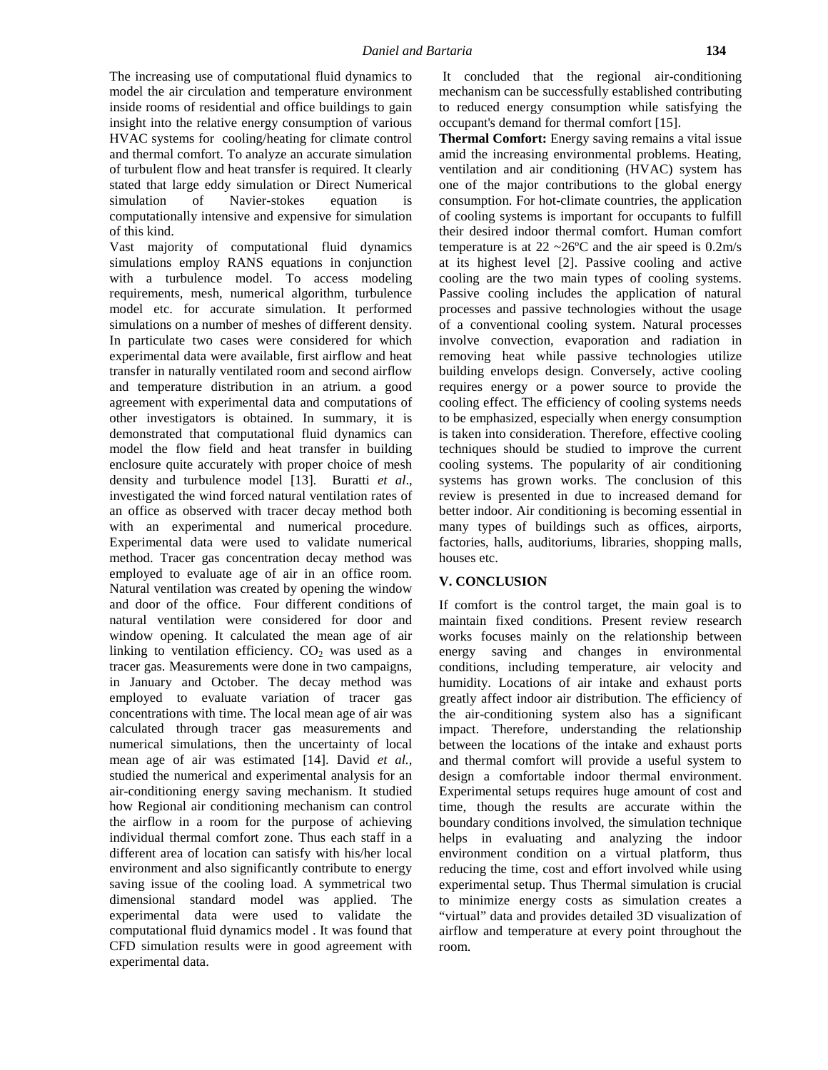The increasing use of computational fluid dynamics to model the air circulation and temperature environment inside rooms of residential and office buildings to gain insight into the relative energy consumption of various HVAC systems for cooling/heating for climate control and thermal comfort. To analyze an accurate simulation of turbulent flow and heat transfer is required. It clearly stated that large eddy simulation or Direct Numerical simulation of Navier-stokes equation is computationally intensive and expensive for simulation of this kind.

Vast majority of computational fluid dynamics simulations employ RANS equations in conjunction with a turbulence model. To access modeling requirements, mesh, numerical algorithm, turbulence model etc. for accurate simulation. It performed simulations on a number of meshes of different density. In particulate two cases were considered for which experimental data were available, first airflow and heat transfer in naturally ventilated room and second airflow and temperature distribution in an atrium. a good agreement with experimental data and computations of other investigators is obtained. In summary, it is demonstrated that computational fluid dynamics can model the flow field and heat transfer in building enclosure quite accurately with proper choice of mesh density and turbulence model [13]. Buratti *et al*., investigated the wind forced natural ventilation rates of an office as observed with tracer decay method both with an experimental and numerical procedure. Experimental data were used to validate numerical method. Tracer gas concentration decay method was employed to evaluate age of air in an office room. Natural ventilation was created by opening the window and door of the office. Four different conditions of natural ventilation were considered for door and window opening. It calculated the mean age of air linking to ventilation efficiency. $CO_2$ was used as a tracer gas. Measurements were done in two campaigns, in January and October. The decay method was employed to evaluate variation of tracer gas concentrations with time. The local mean age of air was calculated through tracer gas measurements and numerical simulations, then the uncertainty of local mean age of air was estimated [14]. David *et al.*, studied the numerical and experimental analysis for an air-conditioning energy saving mechanism. It studied how Regional air conditioning mechanism can control the airflow in a room for the purpose of achieving individual thermal comfort zone. Thus each staff in a different area of location can satisfy with his/her local environment and also significantly contribute to energy saving issue of the cooling load. A symmetrical two dimensional standard model was applied. The experimental data were used to validate the computational fluid dynamics model . It was found that CFD simulation results were in good agreement with experimental data.

It concluded that the regional air-conditioning mechanism can be successfully established contributing to reduced energy consumption while satisfying the occupant's demand for thermal comfort [15].

**Thermal Comfort:** Energy saving remains a vital issue amid the increasing environmental problems. Heating, ventilation and air conditioning (HVAC) system has one of the major contributions to the global energy consumption. For hot-climate countries, the application of cooling systems is important for occupants to fulfill their desired indoor thermal comfort. Human comfort temperature is at 22 ~26ºC and the air speed is 0.2m/s at its highest level [2]. Passive cooling and active cooling are the two main types of cooling systems. Passive cooling includes the application of natural processes and passive technologies without the usage of a conventional cooling system. Natural processes involve convection, evaporation and radiation in removing heat while passive technologies utilize building envelops design. Conversely, active cooling requires energy or a power source to provide the cooling effect. The efficiency of cooling systems needs to be emphasized, especially when energy consumption is taken into consideration. Therefore, effective cooling techniques should be studied to improve the current cooling systems. The popularity of air conditioning systems has grown works. The conclusion of this review is presented in due to increased demand for better indoor. Air conditioning is becoming essential in many types of buildings such as offices, airports, factories, halls, auditoriums, libraries, shopping malls, houses etc.

## V. CONCLUSION

If comfort is the control target, the main goal is to maintain fixed conditions. Present review research works focuses mainly on the relationship between energy saving and changes in environmental conditions, including temperature, air velocity and humidity. Locations of air intake and exhaust ports greatly affect indoor air distribution. The efficiency of the air-conditioning system also has a significant impact. Therefore, understanding the relationship between the locations of the intake and exhaust ports and thermal comfort will provide a useful system to design a comfortable indoor thermal environment. Experimental setups requires huge amount of cost and time, though the results are accurate within the boundary conditions involved, the simulation technique helps in evaluating and analyzing the indoor environment condition on a virtual platform, thus reducing the time, cost and effort involved while using experimental setup. Thus Thermal simulation is crucial to minimize energy costs as simulation creates a "virtual" data and provides detailed 3D visualization of airflow and temperature at every point throughout the room.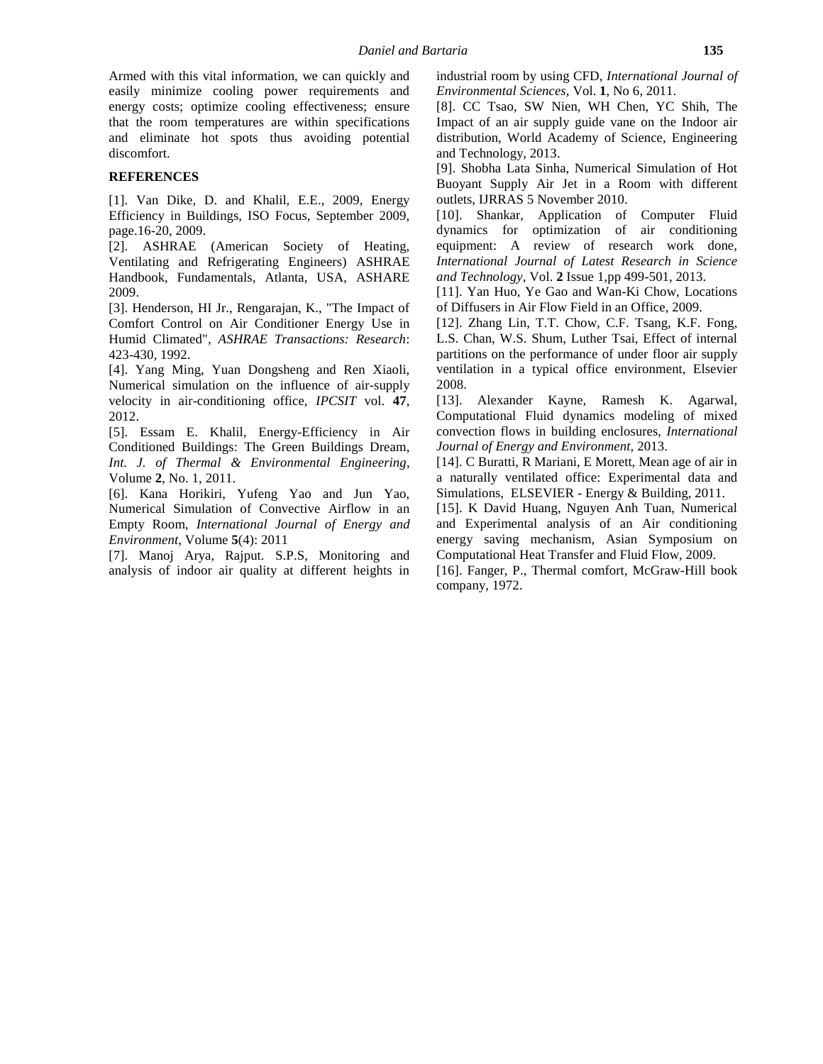Armed with this vital information, we can quickly and easily minimize cooling power requirements and energy costs; optimize cooling effectiveness; ensure that the room temperatures are within specifications and eliminate hot spots thus avoiding potential discomfort.

## REFERENCES

[1]. Van Dike, D. and Khalil, E.E., 2009, Energy Efficiency in Buildings, ISO Focus, September 2009, page.16-20, 2009.

[2]. ASHRAE (American Society of Heating, Ventilating and Refrigerating Engineers) ASHRAE Handbook, Fundamentals, Atlanta, USA, ASHARE 2009.

[3]. Henderson, HI Jr., Rengarajan, K., "The Impact of Comfort Control on Air Conditioner Energy Use in Humid Climated", *ASHRAE Transactions: Research*: 423-430, 1992.

[4]. Yang Ming, Yuan Dongsheng and Ren Xiaoli, Numerical simulation on the influence of air-supply velocity in air-conditioning office, *IPCSIT* vol. **47**, 2012.

[5]. Essam E. Khalil, Energy-Efficiency in Air Conditioned Buildings: The Green Buildings Dream, *Int. J. of Thermal & Environmental Engineering*, Volume **2**, No. 1, 2011.

[6]. Kana Horikiri, Yufeng Yao and Jun Yao, Numerical Simulation of Convective Airflow in an Empty Room, *International Journal of Energy and Environment*, Volume **5**(4): 2011

[7]. Manoj Arya, Rajput. S.P.S, Monitoring and analysis of indoor air quality at different heights in industrial room by using CFD, *International Journal of Environmental Sciences*, Vol. **1**, No 6, 2011.

[8]. CC Tsao, SW Nien, WH Chen, YC Shih, The Impact of an air supply guide vane on the Indoor air distribution, World Academy of Science, Engineering and Technology, 2013.

[9]. Shobha Lata Sinha, Numerical Simulation of Hot Buoyant Supply Air Jet in a Room with different outlets, IJRRAS 5 November 2010.

[10]. Shankar, Application of Computer Fluid dynamics for optimization of air conditioning equipment: A review of research work done, *International Journal of Latest Research in Science and Technology*, Vol. **2** Issue 1,pp 499-501, 2013.

[11]. Yan Huo, Ye Gao and Wan-Ki Chow, Locations of Diffusers in Air Flow Field in an Office, 2009.

[12]. Zhang Lin, T.T. Chow, C.F. Tsang, K.F. Fong, L.S. Chan, W.S. Shum, Luther Tsai, Effect of internal partitions on the performance of under floor air supply ventilation in a typical office environment, Elsevier 2008.

[13]. Alexander Kayne, Ramesh K. Agarwal, Computational Fluid dynamics modeling of mixed convection flows in building enclosures, *International Journal of Energy and Environment,* 2013.

[14]. C Buratti, R Mariani, E Morett, Mean age of air in a naturally ventilated office: Experimental data and Simulations, ELSEVIER - Energy & Building, 2011.

[15]. K David Huang, Nguyen Anh Tuan, Numerical and Experimental analysis of an Air conditioning energy saving mechanism, Asian Symposium on Computational Heat Transfer and Fluid Flow, 2009.

[16]. Fanger, P., Thermal comfort, McGraw-Hill book company, 1972.